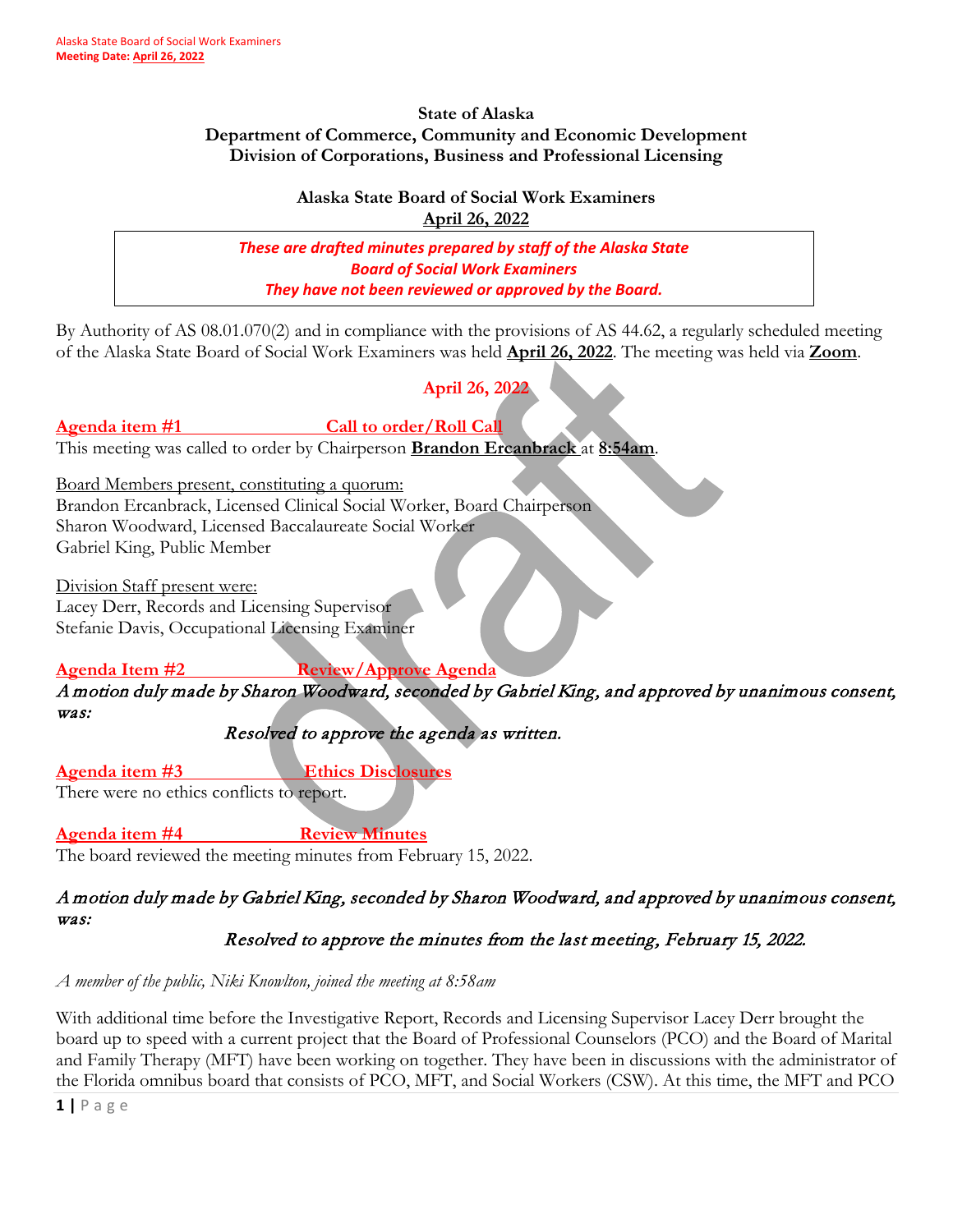**State of Alaska**
**Department of Commerce, Community and Economic Development**
**Division of Corporations, Business and Professional Licensing**

**Alaska State Board of Social Work Examiners**
**April 26, 2022**

*These are drafted minutes prepared by staff of the Alaska State Board of Social Work Examiners*
*They have not been reviewed or approved by the Board.*

By Authority of AS 08.01.070(2) and in compliance with the provisions of AS 44.62, a regularly scheduled meeting of the Alaska State Board of Social Work Examiners was held **April 26, 2022**. The meeting was held via **Zoom**.

**April 26, 2022**

**Agenda item #1 Call to order/Roll Call**
This meeting was called to order by Chairperson **Brandon Ercanbrack** at **8:54am**.

Board Members present, constituting a quorum:
Brandon Ercanbrack, Licensed Clinical Social Worker, Board Chairperson
Sharon Woodward, Licensed Baccalaureate Social Worker
Gabriel King, Public Member

Division Staff present were:
Lacey Derr, Records and Licensing Supervisor
Stefanie Davis, Occupational Licensing Examiner

**Agenda Item #2 Review/Approve Agenda**
*A motion duly made by Sharon Woodward, seconded by Gabriel King, and approved by unanimous consent, was:*

*Resolved to approve the agenda as written.*

**Agenda item #3 Ethics Disclosures**
There were no ethics conflicts to report.

**Agenda item #4 Review Minutes**
The board reviewed the meeting minutes from February 15, 2022.

*A motion duly made by Gabriel King, seconded by Sharon Woodward, and approved by unanimous consent, was:*

*Resolved to approve the minutes from the last meeting, February 15, 2022.*

*A member of the public, Niki Knowlton, joined the meeting at 8:58am*

With additional time before the Investigative Report, Records and Licensing Supervisor Lacey Derr brought the board up to speed with a current project that the Board of Professional Counselors (PCO) and the Board of Marital and Family Therapy (MFT) have been working on together. They have been in discussions with the administrator of the Florida omnibus board that consists of PCO, MFT, and Social Workers (CSW). At this time, the MFT and PCO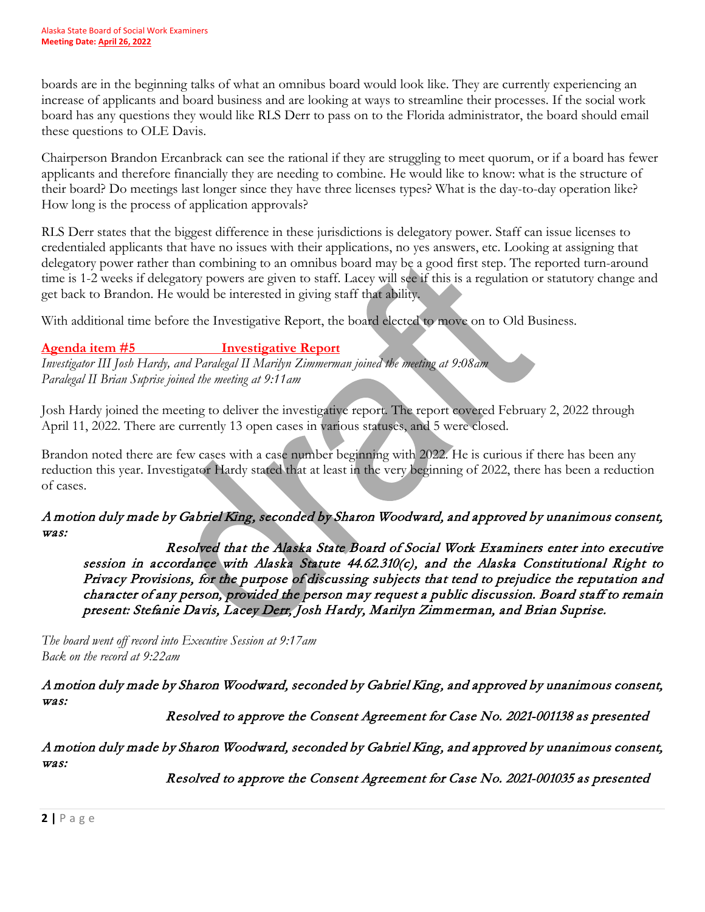boards are in the beginning talks of what an omnibus board would look like. They are currently experiencing an increase of applicants and board business and are looking at ways to streamline their processes. If the social work board has any questions they would like RLS Derr to pass on to the Florida administrator, the board should email these questions to OLE Davis.

Chairperson Brandon Ercanbrack can see the rational if they are struggling to meet quorum, or if a board has fewer applicants and therefore financially they are needing to combine. He would like to know: what is the structure of their board? Do meetings last longer since they have three licenses types? What is the day-to-day operation like? How long is the process of application approvals?

RLS Derr states that the biggest difference in these jurisdictions is delegatory power. Staff can issue licenses to credentialed applicants that have no issues with their applications, no yes answers, etc. Looking at assigning that delegatory power rather than combining to an omnibus board may be a good first step. The reported turn-around time is 1-2 weeks if delegatory powers are given to staff. Lacey will see if this is a regulation or statutory change and get back to Brandon. He would be interested in giving staff that ability.

With additional time before the Investigative Report, the board elected to move on to Old Business.

## Agenda item #5 Investigative Report

*Investigator III Josh Hardy, and Paralegal II Marilyn Zimmerman joined the meeting at 9:08am*
*Paralegal II Brian Suprise joined the meeting at 9:11am*

Josh Hardy joined the meeting to deliver the investigative report. The report covered February 2, 2022 through April 11, 2022. There are currently 13 open cases in various statuses, and 5 were closed.

Brandon noted there are few cases with a case number beginning with 2022. He is curious if there has been any reduction this year. Investigator Hardy stated that at least in the very beginning of 2022, there has been a reduction of cases.

*A motion duly made by Gabriel King, seconded by Sharon Woodward, and approved by unanimous consent, was:*

> *Resolved that the Alaska State Board of Social Work Examiners enter into executive session in accordance with Alaska Statute 44.62.310(c), and the Alaska Constitutional Right to Privacy Provisions, for the purpose of discussing subjects that tend to prejudice the reputation and character of any person, provided the person may request a public discussion. Board staff to remain present: Stefanie Davis, Lacey Derr, Josh Hardy, Marilyn Zimmerman, and Brian Suprise.*

*The board went off record into Executive Session at 9:17am*
*Back on the record at 9:22am*

*A motion duly made by Sharon Woodward, seconded by Gabriel King, and approved by unanimous consent, was:*

> *Resolved to approve the Consent Agreement for Case No. 2021-001138 as presented*

*A motion duly made by Sharon Woodward, seconded by Gabriel King, and approved by unanimous consent, was:*

> *Resolved to approve the Consent Agreement for Case No. 2021-001035 as presented*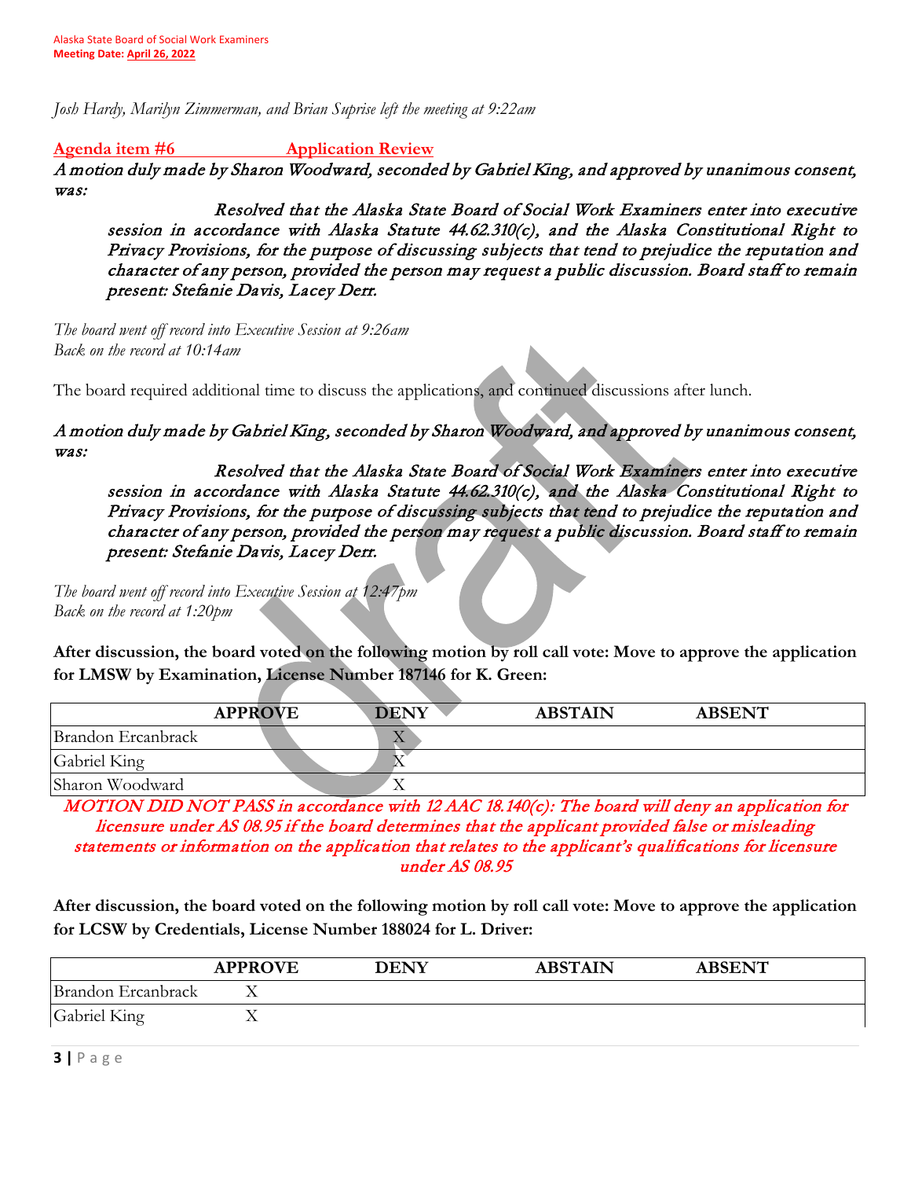*Josh Hardy, Marilyn Zimmerman, and Brian Suprise left the meeting at 9:22am*

**Agenda item #6 Application Review**

*A motion duly made by Sharon Woodward, seconded by Gabriel King, and approved by unanimous consent, was:*

> *Resolved that the Alaska State Board of Social Work Examiners enter into executive session in accordance with Alaska Statute 44.62.310(c), and the Alaska Constitutional Right to Privacy Provisions, for the purpose of discussing subjects that tend to prejudice the reputation and character of any person, provided the person may request a public discussion. Board staff to remain present: Stefanie Davis, Lacey Derr.*

*The board went off record into Executive Session at 9:26am*
*Back on the record at 10:14am*

The board required additional time to discuss the applications, and continued discussions after lunch.

*A motion duly made by Gabriel King, seconded by Sharon Woodward, and approved by unanimous consent, was:*

> *Resolved that the Alaska State Board of Social Work Examiners enter into executive session in accordance with Alaska Statute 44.62.310(c), and the Alaska Constitutional Right to Privacy Provisions, for the purpose of discussing subjects that tend to prejudice the reputation and character of any person, provided the person may request a public discussion. Board staff to remain present: Stefanie Davis, Lacey Derr.*

*The board went off record into Executive Session at 12:47pm*
*Back on the record at 1:20pm*

**After discussion, the board voted on the following motion by roll call vote: Move to approve the application for LMSW by Examination, License Number 187146 for K. Green:**

| | APPROVE | DENY | ABSTAIN | ABSENT |
|---|---|---|---|---|
| Brandon Ercanbrack | | X | | |
| Gabriel King | | X | | |
| Sharon Woodward | | X | | |

*MOTION DID NOT PASS in accordance with 12 AAC 18.140(c): The board will deny an application for licensure under AS 08.95 if the board determines that the applicant provided false or misleading statements or information on the application that relates to the applicant's qualifications for licensure under AS 08.95*

**After discussion, the board voted on the following motion by roll call vote: Move to approve the application for LCSW by Credentials, License Number 188024 for L. Driver:**

| | APPROVE | DENY | ABSTAIN | ABSENT |
|---|---|---|---|---|
| Brandon Ercanbrack | X | | | |
| Gabriel King | X | | | |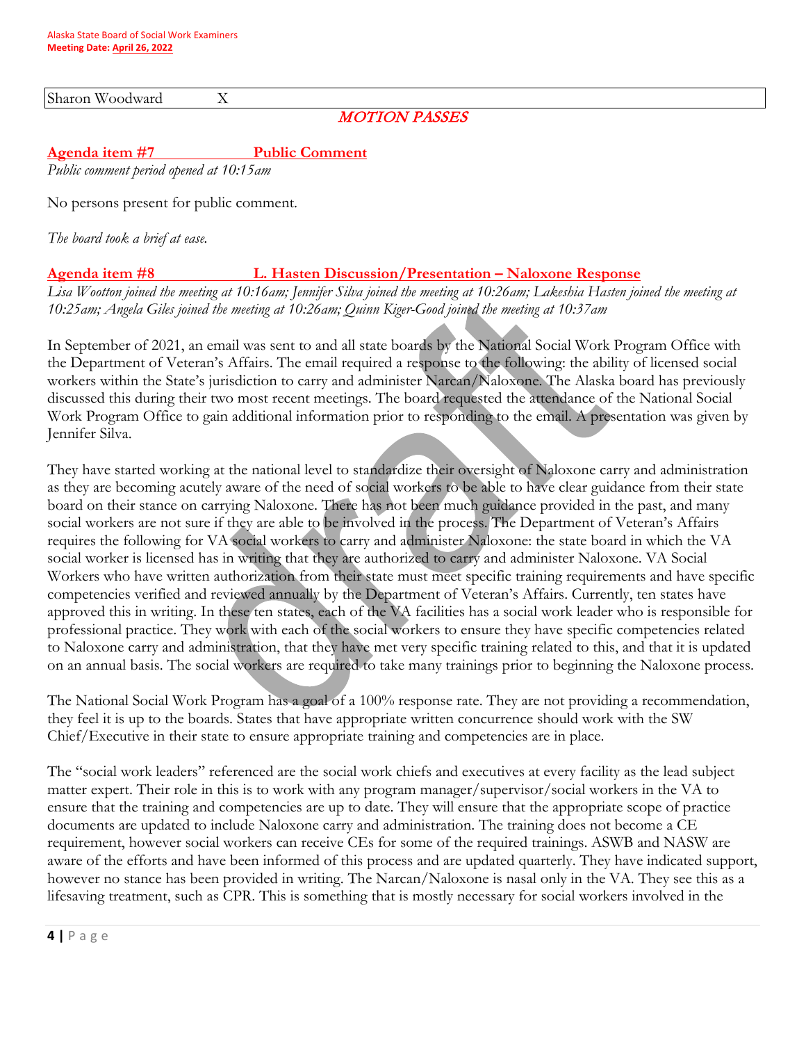| Sharon Woodward | X |
|---|---|

***MOTION PASSES***

## Agenda item #7 Public Comment

*Public comment period opened at 10:15am*

No persons present for public comment.

*The board took a brief at ease.*

## Agenda item #8 L. Hasten Discussion/Presentation – Naloxone Response

*Lisa Wootton joined the meeting at 10:16am; Jennifer Silva joined the meeting at 10:26am; Lakeshia Hasten joined the meeting at 10:25am; Angela Giles joined the meeting at 10:26am; Quinn Kiger-Good joined the meeting at 10:37am*

In September of 2021, an email was sent to and all state boards by the National Social Work Program Office with the Department of Veteran's Affairs. The email required a response to the following: the ability of licensed social workers within the State's jurisdiction to carry and administer Narcan/Naloxone. The Alaska board has previously discussed this during their two most recent meetings. The board requested the attendance of the National Social Work Program Office to gain additional information prior to responding to the email. A presentation was given by Jennifer Silva.

They have started working at the national level to standardize their oversight of Naloxone carry and administration as they are becoming acutely aware of the need of social workers to be able to have clear guidance from their state board on their stance on carrying Naloxone. There has not been much guidance provided in the past, and many social workers are not sure if they are able to be involved in the process. The Department of Veteran's Affairs requires the following for VA social workers to carry and administer Naloxone: the state board in which the VA social worker is licensed has in writing that they are authorized to carry and administer Naloxone. VA Social Workers who have written authorization from their state must meet specific training requirements and have specific competencies verified and reviewed annually by the Department of Veteran's Affairs. Currently, ten states have approved this in writing. In these ten states, each of the VA facilities has a social work leader who is responsible for professional practice. They work with each of the social workers to ensure they have specific competencies related to Naloxone carry and administration, that they have met very specific training related to this, and that it is updated on an annual basis. The social workers are required to take many trainings prior to beginning the Naloxone process.

The National Social Work Program has a goal of a 100% response rate. They are not providing a recommendation, they feel it is up to the boards. States that have appropriate written concurrence should work with the SW Chief/Executive in their state to ensure appropriate training and competencies are in place.

The "social work leaders" referenced are the social work chiefs and executives at every facility as the lead subject matter expert. Their role in this is to work with any program manager/supervisor/social workers in the VA to ensure that the training and competencies are up to date. They will ensure that the appropriate scope of practice documents are updated to include Naloxone carry and administration. The training does not become a CE requirement, however social workers can receive CEs for some of the required trainings. ASWB and NASW are aware of the efforts and have been informed of this process and are updated quarterly. They have indicated support, however no stance has been provided in writing. The Narcan/Naloxone is nasal only in the VA. They see this a lifesaving treatment, such as CPR. This is something that is mostly necessary for social workers involved in the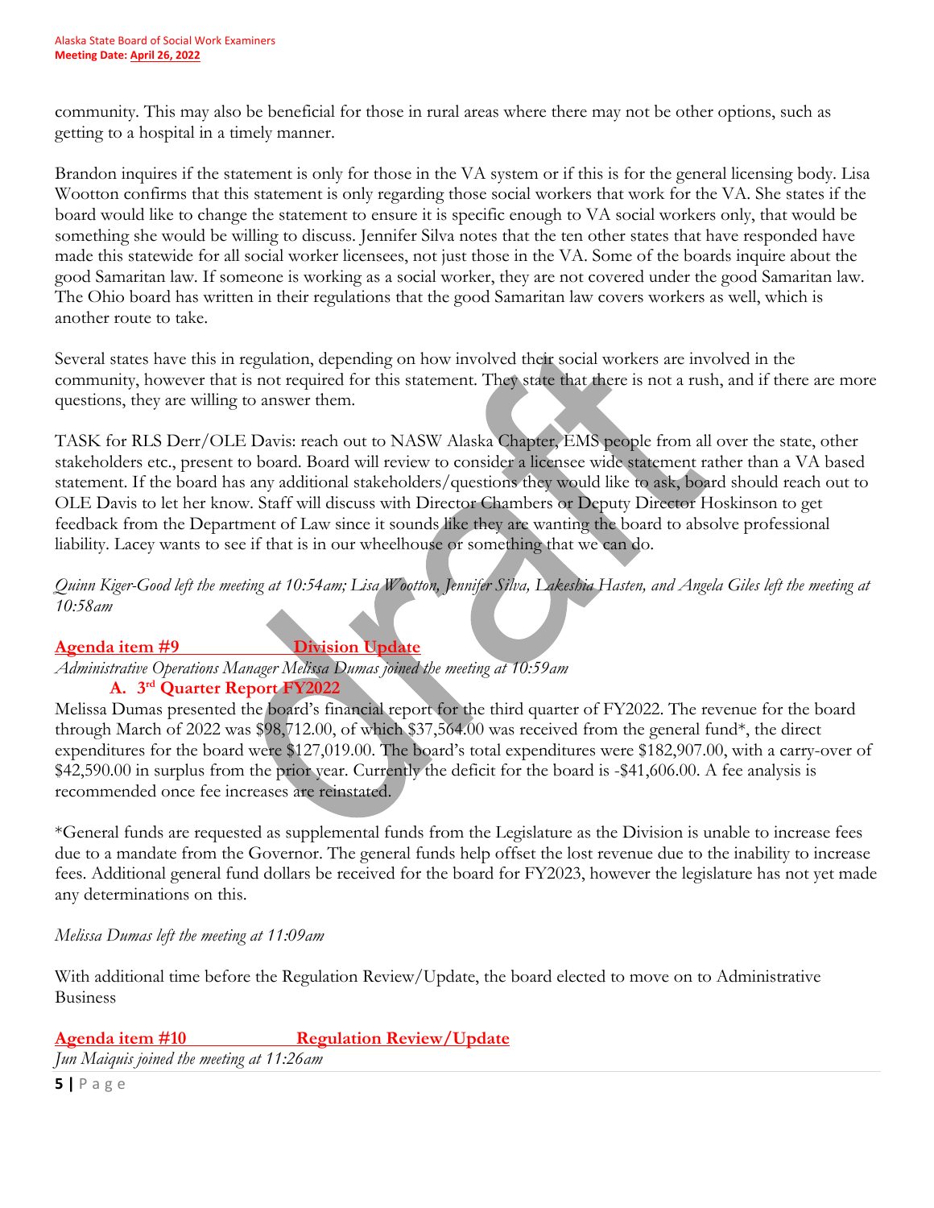community. This may also be beneficial for those in rural areas where there may not be other options, such as getting to a hospital in a timely manner.

Brandon inquires if the statement is only for those in the VA system or if this is for the general licensing body. Lisa Wootton confirms that this statement is only regarding those social workers that work for the VA. She states if the board would like to change the statement to ensure it is specific enough to VA social workers only, that would be something she would be willing to discuss. Jennifer Silva notes that the ten other states that have responded have made this statewide for all social worker licensees, not just those in the VA. Some of the boards inquire about the good Samaritan law. If someone is working as a social worker, they are not covered under the good Samaritan law. The Ohio board has written in their regulations that the good Samaritan law covers workers as well, which is another route to take.

Several states have this in regulation, depending on how involved their social workers are involved in the community, however that is not required for this statement. They state that there is not a rush, and if there are more questions, they are willing to answer them.

TASK for RLS Derr/OLE Davis: reach out to NASW Alaska Chapter, EMS people from all over the state, other stakeholders etc., present to board. Board will review to consider a licensee wide statement rather than a VA based statement. If the board has any additional stakeholders/questions they would like to ask, board should reach out to OLE Davis to let her know. Staff will discuss with Director Chambers or Deputy Director Hoskinson to get feedback from the Department of Law since it sounds like they are wanting the board to absolve professional liability. Lacey wants to see if that is in our wheelhouse or something that we can do.

*Quinn Kiger-Good left the meeting at 10:54am; Lisa Wootton, Jennifer Silva, Lakeshia Hasten, and Angela Giles left the meeting at 10:58am*

## Agenda item #9 Division Update

*Administrative Operations Manager Melissa Dumas joined the meeting at 10:59am*

### A. 3rd Quarter Report FY2022

Melissa Dumas presented the board's financial report for the third quarter of FY2022. The revenue for the board through March of 2022 was $98,712.00, of which $37,564.00 was received from the general fund*, the direct expenditures for the board were $127,019.00. The board's total expenditures were $182,907.00, with a carry-over of $42,590.00 in surplus from the prior year. Currently the deficit for the board is -$41,606.00. A fee analysis is recommended once fee increases are reinstated.

*General funds are requested as supplemental funds from the Legislature as the Division is unable to increase fees due to a mandate from the Governor. The general funds help offset the lost revenue due to the inability to increase fees. Additional general fund dollars be received for the board for FY2023, however the legislature has not yet made any determinations on this.

*Melissa Dumas left the meeting at 11:09am*

With additional time before the Regulation Review/Update, the board elected to move on to Administrative Business

## Agenda item #10 Regulation Review/Update

*Jun Maiquis joined the meeting at 11:26am*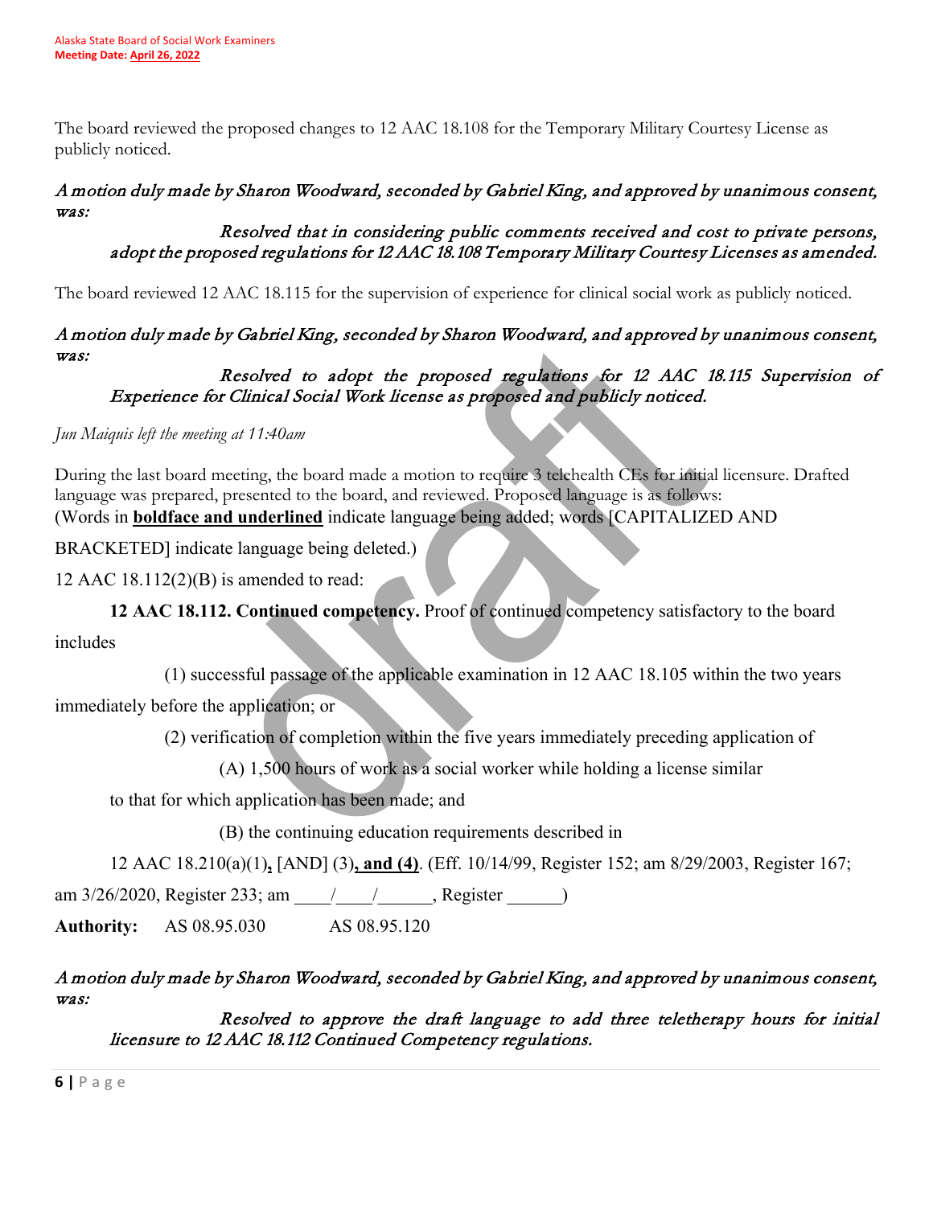The board reviewed the proposed changes to 12 AAC 18.108 for the Temporary Military Courtesy License as publicly noticed.

*A motion duly made by Sharon Woodward, seconded by Gabriel King, and approved by unanimous consent, was:*

> *Resolved that in considering public comments received and cost to private persons, adopt the proposed regulations for 12 AAC 18.108 Temporary Military Courtesy Licenses as amended.*

The board reviewed 12 AAC 18.115 for the supervision of experience for clinical social work as publicly noticed.

*A motion duly made by Gabriel King, seconded by Sharon Woodward, and approved by unanimous consent, was:*

> *Resolved to adopt the proposed regulations for 12 AAC 18.115 Supervision of Experience for Clinical Social Work license as proposed and publicly noticed.*

*Jun Maiquis left the meeting at 11:40am*

During the last board meeting, the board made a motion to require 3 telehealth CEs for initial licensure. Drafted language was prepared, presented to the board, and reviewed. Proposed language is as follows:

(Words in **<u>boldface and underlined</u>** indicate language being added; words [CAPITALIZED AND BRACKETED] indicate language being deleted.)

12 AAC 18.112(2)(B) is amended to read:

**12 AAC 18.112. Continued competency.** Proof of continued competency satisfactory to the board includes

(1) successful passage of the applicable examination in 12 AAC 18.105 within the two years immediately before the application; or

(2) verification of completion within the five years immediately preceding application of

(A) 1,500 hours of work as a social worker while holding a license similar to that for which application has been made; and

(B) the continuing education requirements described in 12 AAC 18.210(a)(1)**<u>,</u>** [AND] (3)**<u>, and (4)</u>**. (Eff. 10/14/99, Register 152; am 8/29/2003, Register 167; am 3/26/2020, Register 233; am \_\_\_\_/\_\_\_\_/\_\_\_\_\_\_, Register \_\_\_\_\_\_)

**Authority:** AS 08.95.030 AS 08.95.120

*A motion duly made by Sharon Woodward, seconded by Gabriel King, and approved by unanimous consent, was:*

> *Resolved to approve the draft language to add three teletherapy hours for initial licensure to 12 AAC 18.112 Continued Competency regulations.*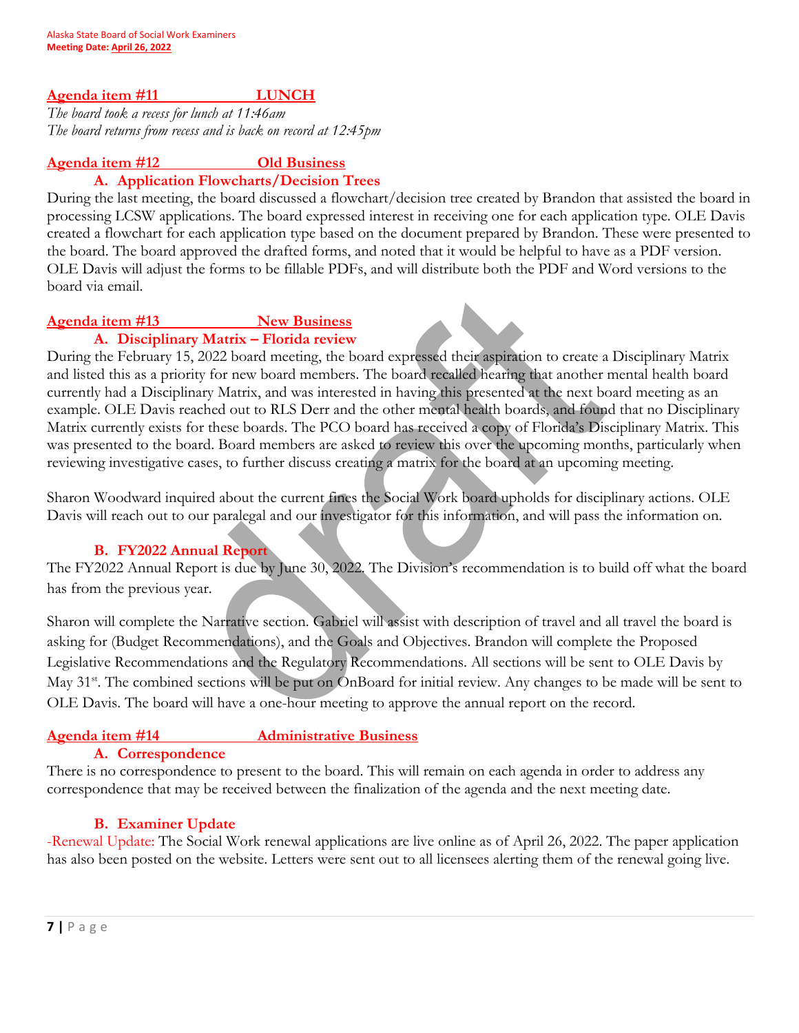## Agenda item #11 LUNCH

*The board took a recess for lunch at 11:46am*
*The board returns from recess and is back on record at 12:45pm*

## Agenda item #12 Old Business

### A. Application Flowcharts/Decision Trees

During the last meeting, the board discussed a flowchart/decision tree created by Brandon that assisted the board in processing LCSW applications. The board expressed interest in receiving one for each application type. OLE Davis created a flowchart for each application type based on the document prepared by Brandon. These were presented to the board. The board approved the drafted forms, and noted that it would be helpful to have as a PDF version. OLE Davis will adjust the forms to be fillable PDFs, and will distribute both the PDF and Word versions to the board via email.

## Agenda item #13 New Business

### A. Disciplinary Matrix – Florida review

During the February 15, 2022 board meeting, the board expressed their aspiration to create a Disciplinary Matrix and listed this as a priority for new board members. The board recalled hearing that another mental health board currently had a Disciplinary Matrix, and was interested in having this presented at the next board meeting as an example. OLE Davis reached out to RLS Derr and the other mental health boards, and found that no Disciplinary Matrix currently exists for these boards. The PCO board has received a copy of Florida's Disciplinary Matrix. This was presented to the board. Board members are asked to review this over the upcoming months, particularly when reviewing investigative cases, to further discuss creating a matrix for the board at an upcoming meeting.

Sharon Woodward inquired about the current fines the Social Work board upholds for disciplinary actions. OLE Davis will reach out to our paralegal and our investigator for this information, and will pass the information on.

### B. FY2022 Annual Report

The FY2022 Annual Report is due by June 30, 2022. The Division's recommendation is to build off what the board has from the previous year.

Sharon will complete the Narrative section. Gabriel will assist with description of travel and all travel the board is asking for (Budget Recommendations), and the Goals and Objectives. Brandon will complete the Proposed Legislative Recommendations and the Regulatory Recommendations. All sections will be sent to OLE Davis by May 31st. The combined sections will be put on OnBoard for initial review. Any changes to be made will be sent to OLE Davis. The board will have a one-hour meeting to approve the annual report on the record.

## Agenda item #14 Administrative Business

### A. Correspondence

There is no correspondence to present to the board. This will remain on each agenda in order to address any correspondence that may be received between the finalization of the agenda and the next meeting date.

### B. Examiner Update

-Renewal Update: The Social Work renewal applications are live online as of April 26, 2022. The paper application has also been posted on the website. Letters were sent out to all licensees alerting them of the renewal going live.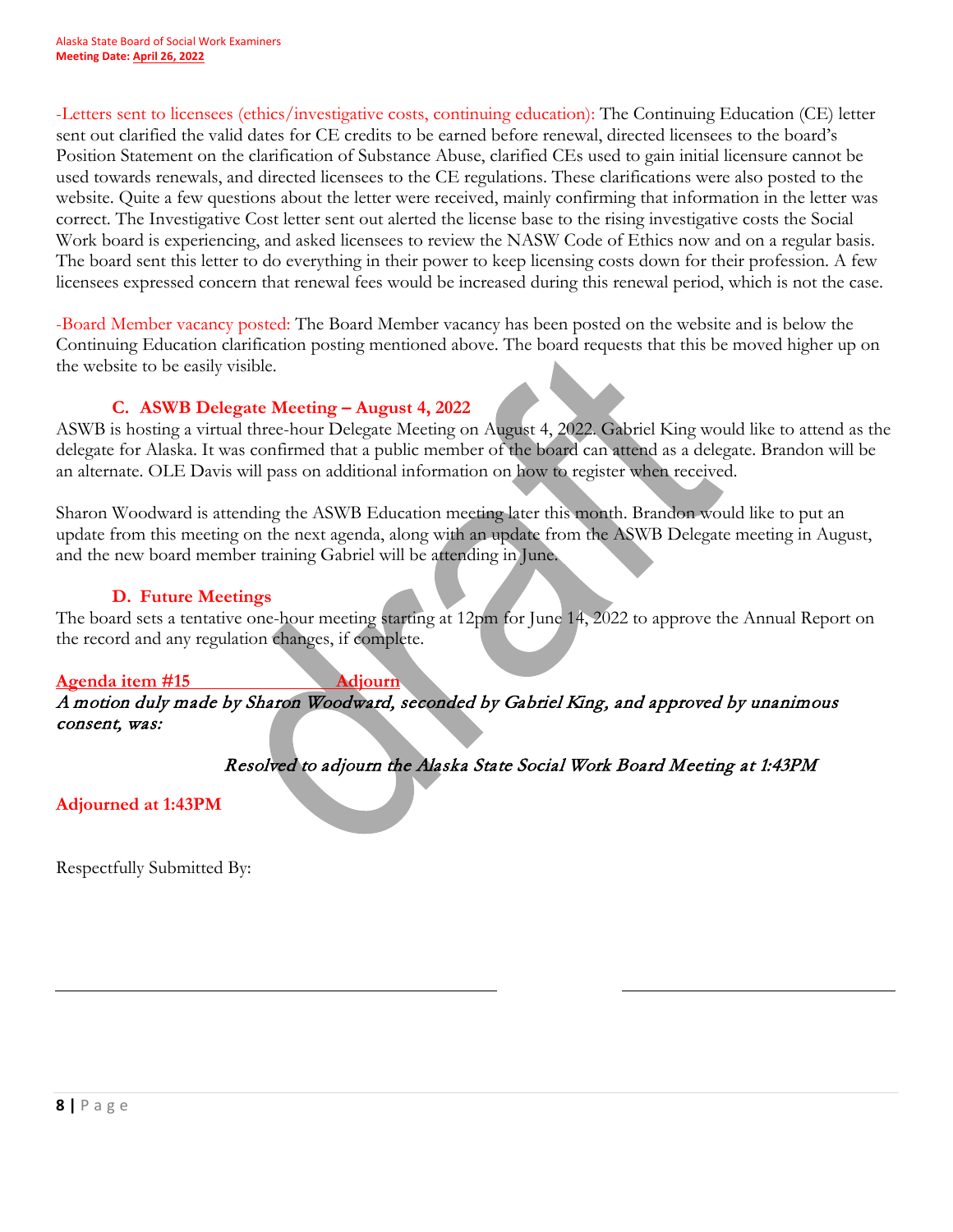-Letters sent to licensees (ethics/investigative costs, continuing education): The Continuing Education (CE) letter sent out clarified the valid dates for CE credits to be earned before renewal, directed licensees to the board's Position Statement on the clarification of Substance Abuse, clarified CEs used to gain initial licensure cannot be used towards renewals, and directed licensees to the CE regulations. These clarifications were also posted to the website. Quite a few questions about the letter were received, mainly confirming that information in the letter was correct. The Investigative Cost letter sent out alerted the license base to the rising investigative costs the Social Work board is experiencing, and asked licensees to review the NASW Code of Ethics now and on a regular basis. The board sent this letter to do everything in their power to keep licensing costs down for their profession. A few licensees expressed concern that renewal fees would be increased during this renewal period, which is not the case.

-Board Member vacancy posted: The Board Member vacancy has been posted on the website and is below the Continuing Education clarification posting mentioned above. The board requests that this be moved higher up on the website to be easily visible.

### C. ASWB Delegate Meeting – August 4, 2022

ASWB is hosting a virtual three-hour Delegate Meeting on August 4, 2022. Gabriel King would like to attend as the delegate for Alaska. It was confirmed that a public member of the board can attend as a delegate. Brandon will be an alternate. OLE Davis will pass on additional information on how to register when received.

Sharon Woodward is attending the ASWB Education meeting later this month. Brandon would like to put an update from this meeting on the next agenda, along with an update from the ASWB Delegate meeting in August, and the new board member training Gabriel will be attending in June.

### D. Future Meetings

The board sets a tentative one-hour meeting starting at 12pm for June 14, 2022 to approve the Annual Report on the record and any regulation changes, if complete.

**Agenda item #15 Adjourn**

*A motion duly made by Sharon Woodward, seconded by Gabriel King, and approved by unanimous consent, was:*

*Resolved to adjourn the Alaska State Social Work Board Meeting at 1:43PM*

**Adjourned at 1:43PM**

Respectfully Submitted By:

\_\_\_\_\_\_\_\_\_\_\_\_\_\_\_\_\_\_\_\_\_\_\_\_\_\_\_\_\_\_\_\_ \_\_\_\_\_\_\_\_\_\_\_\_\_\_\_\_\_\_\_\_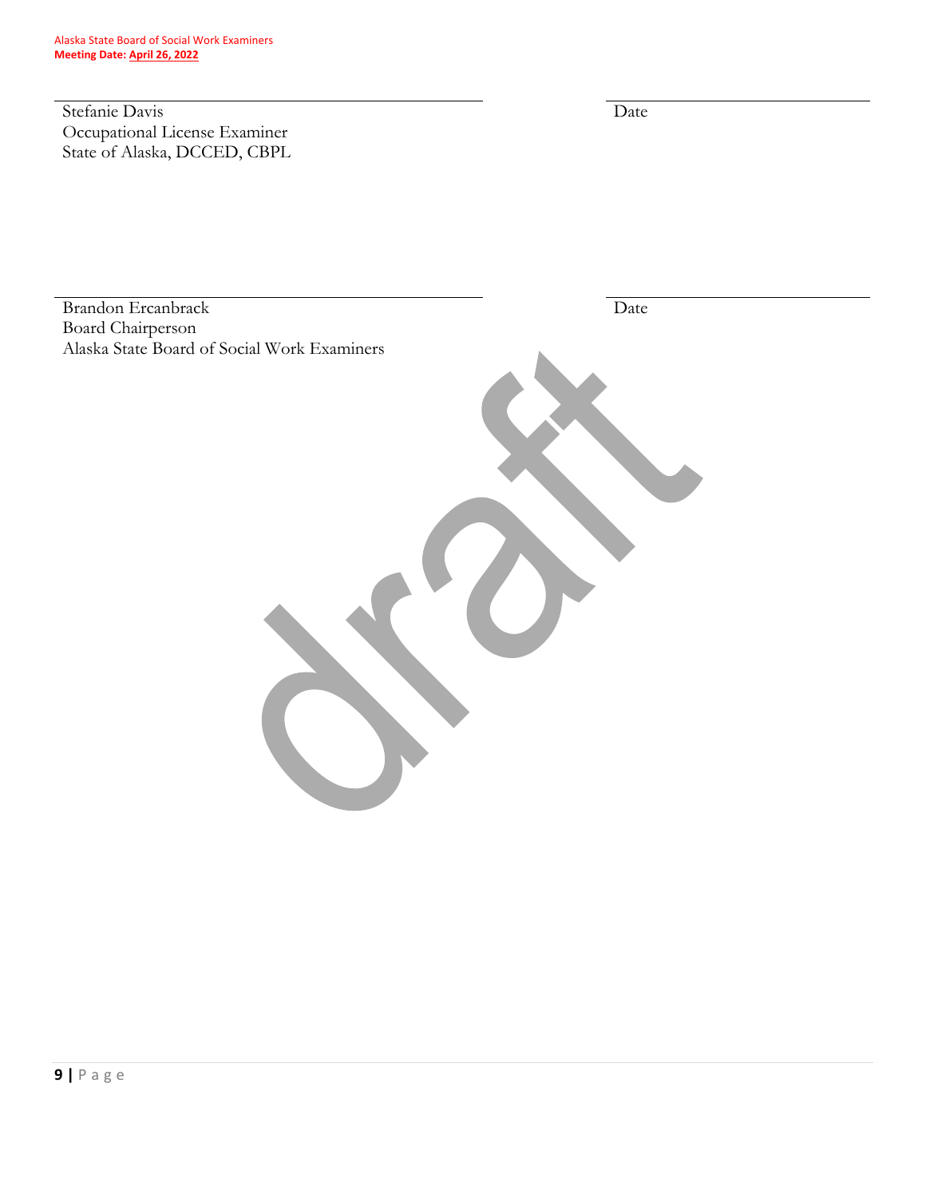Stefanie Davis
Occupational License Examiner
State of Alaska, DCCED, CBPL

Date

Brandon Ercanbrack
Board Chairperson
Alaska State Board of Social Work Examiners

Date

draft